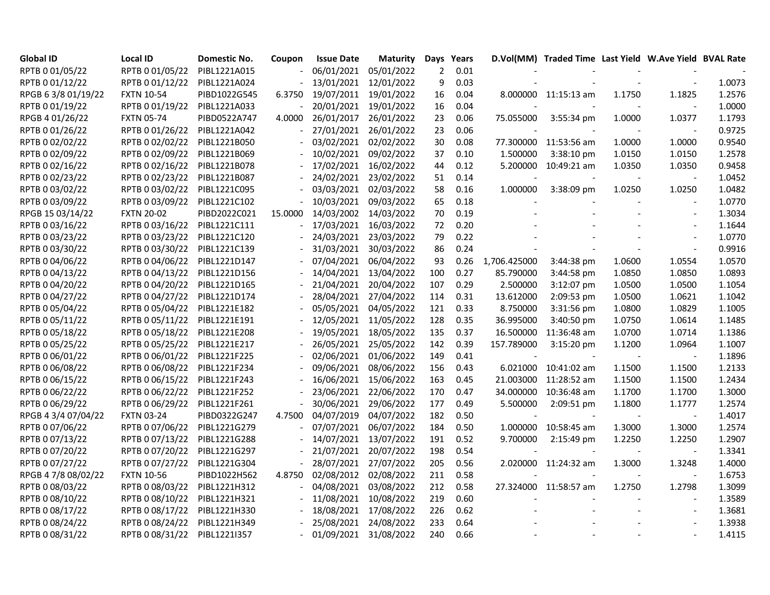| Global ID | Local ID | Domestic No. | Coupon | Issue Date | Maturity | Days | Years | D.Vol(MM) | Traded Time | Last Yield | W.Ave Yield | BVAL Rate |
|---|---|---|---|---|---|---|---|---|---|---|---|---|
| RPTB 0 01/05/22 | RPTB 0 01/05/22 | PIBL1221A015 | - | 06/01/2021 | 05/01/2022 | 2 | 0.01 | - | - | - | - | - |
| RPTB 0 01/12/22 | RPTB 0 01/12/22 | PIBL1221A024 | - | 13/01/2021 | 12/01/2022 | 9 | 0.03 | - | - | - | - | 1.0073 |
| RPGB 6 3/8 01/19/22 | FXTN 10-54 | PIBD1022G545 | 6.3750 | 19/07/2011 | 19/01/2022 | 16 | 0.04 | 8.000000 | 11:15:13 am | 1.1750 | 1.1825 | 1.2576 |
| RPTB 0 01/19/22 | RPTB 0 01/19/22 | PIBL1221A033 | - | 20/01/2021 | 19/01/2022 | 16 | 0.04 | - | - | - | - | 1.0000 |
| RPGB 4 01/26/22 | FXTN 05-74 | PIBD0522A747 | 4.0000 | 26/01/2017 | 26/01/2022 | 23 | 0.06 | 75.055000 | 3:55:34 pm | 1.0000 | 1.0377 | 1.1793 |
| RPTB 0 01/26/22 | RPTB 0 01/26/22 | PIBL1221A042 | - | 27/01/2021 | 26/01/2022 | 23 | 0.06 | - | - | - | - | 0.9725 |
| RPTB 0 02/02/22 | RPTB 0 02/02/22 | PIBL1221B050 | - | 03/02/2021 | 02/02/2022 | 30 | 0.08 | 77.300000 | 11:53:56 am | 1.0000 | 1.0000 | 0.9540 |
| RPTB 0 02/09/22 | RPTB 0 02/09/22 | PIBL1221B069 | - | 10/02/2021 | 09/02/2022 | 37 | 0.10 | 1.500000 | 3:38:10 pm | 1.0150 | 1.0150 | 1.2578 |
| RPTB 0 02/16/22 | RPTB 0 02/16/22 | PIBL1221B078 | - | 17/02/2021 | 16/02/2022 | 44 | 0.12 | 5.200000 | 10:49:21 am | 1.0350 | 1.0350 | 0.9458 |
| RPTB 0 02/23/22 | RPTB 0 02/23/22 | PIBL1221B087 | - | 24/02/2021 | 23/02/2022 | 51 | 0.14 | - | - | - | - | 1.0452 |
| RPTB 0 03/02/22 | RPTB 0 03/02/22 | PIBL1221C095 | - | 03/03/2021 | 02/03/2022 | 58 | 0.16 | 1.000000 | 3:38:09 pm | 1.0250 | 1.0250 | 1.0482 |
| RPTB 0 03/09/22 | RPTB 0 03/09/22 | PIBL1221C102 | - | 10/03/2021 | 09/03/2022 | 65 | 0.18 | - | - | - | - | 1.0770 |
| RPGB 15 03/14/22 | FXTN 20-02 | PIBD2022C021 | 15.0000 | 14/03/2002 | 14/03/2022 | 70 | 0.19 | - | - | - | - | 1.3034 |
| RPTB 0 03/16/22 | RPTB 0 03/16/22 | PIBL1221C111 | - | 17/03/2021 | 16/03/2022 | 72 | 0.20 | - | - | - | - | 1.1644 |
| RPTB 0 03/23/22 | RPTB 0 03/23/22 | PIBL1221C120 | - | 24/03/2021 | 23/03/2022 | 79 | 0.22 | - | - | - | - | 1.0770 |
| RPTB 0 03/30/22 | RPTB 0 03/30/22 | PIBL1221C139 | - | 31/03/2021 | 30/03/2022 | 86 | 0.24 | - | - | - | - | 0.9916 |
| RPTB 0 04/06/22 | RPTB 0 04/06/22 | PIBL1221D147 | - | 07/04/2021 | 06/04/2022 | 93 | 0.26 | 1,706.425000 | 3:44:38 pm | 1.0600 | 1.0554 | 1.0570 |
| RPTB 0 04/13/22 | RPTB 0 04/13/22 | PIBL1221D156 | - | 14/04/2021 | 13/04/2022 | 100 | 0.27 | 85.790000 | 3:44:58 pm | 1.0850 | 1.0850 | 1.0893 |
| RPTB 0 04/20/22 | RPTB 0 04/20/22 | PIBL1221D165 | - | 21/04/2021 | 20/04/2022 | 107 | 0.29 | 2.500000 | 3:12:07 pm | 1.0500 | 1.0500 | 1.1054 |
| RPTB 0 04/27/22 | RPTB 0 04/27/22 | PIBL1221D174 | - | 28/04/2021 | 27/04/2022 | 114 | 0.31 | 13.612000 | 2:09:53 pm | 1.0500 | 1.0621 | 1.1042 |
| RPTB 0 05/04/22 | RPTB 0 05/04/22 | PIBL1221E182 | - | 05/05/2021 | 04/05/2022 | 121 | 0.33 | 8.750000 | 3:31:56 pm | 1.0800 | 1.0829 | 1.1005 |
| RPTB 0 05/11/22 | RPTB 0 05/11/22 | PIBL1221E191 | - | 12/05/2021 | 11/05/2022 | 128 | 0.35 | 36.995000 | 3:40:50 pm | 1.0750 | 1.0614 | 1.1485 |
| RPTB 0 05/18/22 | RPTB 0 05/18/22 | PIBL1221E208 | - | 19/05/2021 | 18/05/2022 | 135 | 0.37 | 16.500000 | 11:36:48 am | 1.0700 | 1.0714 | 1.1386 |
| RPTB 0 05/25/22 | RPTB 0 05/25/22 | PIBL1221E217 | - | 26/05/2021 | 25/05/2022 | 142 | 0.39 | 157.789000 | 3:15:20 pm | 1.1200 | 1.0964 | 1.1007 |
| RPTB 0 06/01/22 | RPTB 0 06/01/22 | PIBL1221F225 | - | 02/06/2021 | 01/06/2022 | 149 | 0.41 | - | - | - | - | 1.1896 |
| RPTB 0 06/08/22 | RPTB 0 06/08/22 | PIBL1221F234 | - | 09/06/2021 | 08/06/2022 | 156 | 0.43 | 6.021000 | 10:41:02 am | 1.1500 | 1.1500 | 1.2133 |
| RPTB 0 06/15/22 | RPTB 0 06/15/22 | PIBL1221F243 | - | 16/06/2021 | 15/06/2022 | 163 | 0.45 | 21.003000 | 11:28:52 am | 1.1500 | 1.1500 | 1.2434 |
| RPTB 0 06/22/22 | RPTB 0 06/22/22 | PIBL1221F252 | - | 23/06/2021 | 22/06/2022 | 170 | 0.47 | 34.000000 | 10:36:48 am | 1.1700 | 1.1700 | 1.3000 |
| RPTB 0 06/29/22 | RPTB 0 06/29/22 | PIBL1221F261 | - | 30/06/2021 | 29/06/2022 | 177 | 0.49 | 5.500000 | 2:09:51 pm | 1.1800 | 1.1777 | 1.2574 |
| RPGB 4 3/4 07/04/22 | FXTN 03-24 | PIBD0322G247 | 4.7500 | 04/07/2019 | 04/07/2022 | 182 | 0.50 | - | - | - | - | 1.4017 |
| RPTB 0 07/06/22 | RPTB 0 07/06/22 | PIBL1221G279 | - | 07/07/2021 | 06/07/2022 | 184 | 0.50 | 1.000000 | 10:58:45 am | 1.3000 | 1.3000 | 1.2574 |
| RPTB 0 07/13/22 | RPTB 0 07/13/22 | PIBL1221G288 | - | 14/07/2021 | 13/07/2022 | 191 | 0.52 | 9.700000 | 2:15:49 pm | 1.2250 | 1.2250 | 1.2907 |
| RPTB 0 07/20/22 | RPTB 0 07/20/22 | PIBL1221G297 | - | 21/07/2021 | 20/07/2022 | 198 | 0.54 | - | - | - | - | 1.3341 |
| RPTB 0 07/27/22 | RPTB 0 07/27/22 | PIBL1221G304 | - | 28/07/2021 | 27/07/2022 | 205 | 0.56 | 2.020000 | 11:24:32 am | 1.3000 | 1.3248 | 1.4000 |
| RPGB 4 7/8 08/02/22 | FXTN 10-56 | PIBD1022H562 | 4.8750 | 02/08/2012 | 02/08/2022 | 211 | 0.58 | - | - | - | - | 1.6753 |
| RPTB 0 08/03/22 | RPTB 0 08/03/22 | PIBL1221H312 | - | 04/08/2021 | 03/08/2022 | 212 | 0.58 | 27.324000 | 11:58:57 am | 1.2750 | 1.2798 | 1.3099 |
| RPTB 0 08/10/22 | RPTB 0 08/10/22 | PIBL1221H321 | - | 11/08/2021 | 10/08/2022 | 219 | 0.60 | - | - | - | - | 1.3589 |
| RPTB 0 08/17/22 | RPTB 0 08/17/22 | PIBL1221H330 | - | 18/08/2021 | 17/08/2022 | 226 | 0.62 | - | - | - | - | 1.3681 |
| RPTB 0 08/24/22 | RPTB 0 08/24/22 | PIBL1221H349 | - | 25/08/2021 | 24/08/2022 | 233 | 0.64 | - | - | - | - | 1.3938 |
| RPTB 0 08/31/22 | RPTB 0 08/31/22 | PIBL1221I357 | - | 01/09/2021 | 31/08/2022 | 240 | 0.66 | - | - | - | - | 1.4115 |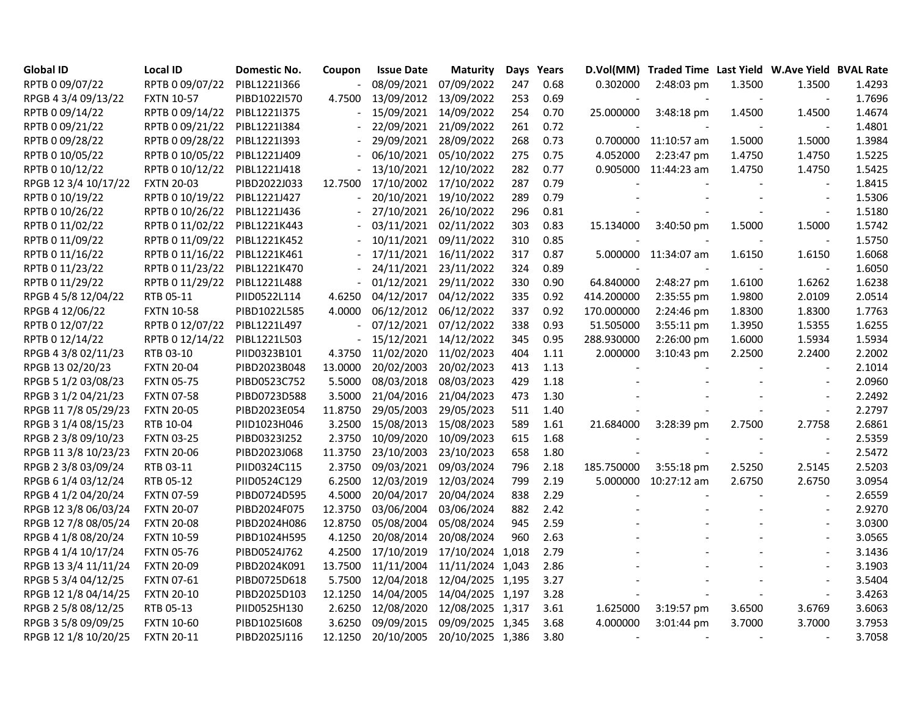| Global ID | Local ID | Domestic No. | Coupon | Issue Date | Maturity | Days | Years | D.Vol(MM) | Traded Time | Last Yield | W.Ave Yield | BVAL Rate |
|---|---|---|---|---|---|---|---|---|---|---|---|---|
| RPTB 0 09/07/22 | RPTB 0 09/07/22 | PIBL1221I366 | - | 08/09/2021 | 07/09/2022 | 247 | 0.68 | 0.302000 | 2:48:03 pm | 1.3500 | 1.3500 | 1.4293 |
| RPGB 4 3/4 09/13/22 | FXTN 10-57 | PIBD1022I570 | 4.7500 | 13/09/2012 | 13/09/2022 | 253 | 0.69 | - | - | - | - | 1.7696 |
| RPTB 0 09/14/22 | RPTB 0 09/14/22 | PIBL1221I375 | - | 15/09/2021 | 14/09/2022 | 254 | 0.70 | 25.000000 | 3:48:18 pm | 1.4500 | 1.4500 | 1.4674 |
| RPTB 0 09/21/22 | RPTB 0 09/21/22 | PIBL1221I384 | - | 22/09/2021 | 21/09/2022 | 261 | 0.72 | - | - | - | - | 1.4801 |
| RPTB 0 09/28/22 | RPTB 0 09/28/22 | PIBL1221I393 | - | 29/09/2021 | 28/09/2022 | 268 | 0.73 | 0.700000 | 11:10:57 am | 1.5000 | 1.5000 | 1.3984 |
| RPTB 0 10/05/22 | RPTB 0 10/05/22 | PIBL1221J409 | - | 06/10/2021 | 05/10/2022 | 275 | 0.75 | 4.052000 | 2:23:47 pm | 1.4750 | 1.4750 | 1.5225 |
| RPTB 0 10/12/22 | RPTB 0 10/12/22 | PIBL1221J418 | - | 13/10/2021 | 12/10/2022 | 282 | 0.77 | 0.905000 | 11:44:23 am | 1.4750 | 1.4750 | 1.5425 |
| RPGB 12 3/4 10/17/22 | FXTN 20-03 | PIBD2022J033 | 12.7500 | 17/10/2002 | 17/10/2022 | 287 | 0.79 | - | - | - | - | 1.8415 |
| RPTB 0 10/19/22 | RPTB 0 10/19/22 | PIBL1221J427 | - | 20/10/2021 | 19/10/2022 | 289 | 0.79 | - | - | - | - | 1.5306 |
| RPTB 0 10/26/22 | RPTB 0 10/26/22 | PIBL1221J436 | - | 27/10/2021 | 26/10/2022 | 296 | 0.81 | - | - | - | - | 1.5180 |
| RPTB 0 11/02/22 | RPTB 0 11/02/22 | PIBL1221K443 | - | 03/11/2021 | 02/11/2022 | 303 | 0.83 | 15.134000 | 3:40:50 pm | 1.5000 | 1.5000 | 1.5742 |
| RPTB 0 11/09/22 | RPTB 0 11/09/22 | PIBL1221K452 | - | 10/11/2021 | 09/11/2022 | 310 | 0.85 | - | - | - | - | 1.5750 |
| RPTB 0 11/16/22 | RPTB 0 11/16/22 | PIBL1221K461 | - | 17/11/2021 | 16/11/2022 | 317 | 0.87 | 5.000000 | 11:34:07 am | 1.6150 | 1.6150 | 1.6068 |
| RPTB 0 11/23/22 | RPTB 0 11/23/22 | PIBL1221K470 | - | 24/11/2021 | 23/11/2022 | 324 | 0.89 | - | - | - | - | 1.6050 |
| RPTB 0 11/29/22 | RPTB 0 11/29/22 | PIBL1221L488 | - | 01/12/2021 | 29/11/2022 | 330 | 0.90 | 64.840000 | 2:48:27 pm | 1.6100 | 1.6262 | 1.6238 |
| RPGB 4 5/8 12/04/22 | RTB 05-11 | PIID0522L114 | 4.6250 | 04/12/2017 | 04/12/2022 | 335 | 0.92 | 414.200000 | 2:35:55 pm | 1.9800 | 2.0109 | 2.0514 |
| RPGB 4 12/06/22 | FXTN 10-58 | PIBD1022L585 | 4.0000 | 06/12/2012 | 06/12/2022 | 337 | 0.92 | 170.000000 | 2:24:46 pm | 1.8300 | 1.8300 | 1.7763 |
| RPTB 0 12/07/22 | RPTB 0 12/07/22 | PIBL1221L497 | - | 07/12/2021 | 07/12/2022 | 338 | 0.93 | 51.505000 | 3:55:11 pm | 1.3950 | 1.5355 | 1.6255 |
| RPTB 0 12/14/22 | RPTB 0 12/14/22 | PIBL1221L503 | - | 15/12/2021 | 14/12/2022 | 345 | 0.95 | 288.930000 | 2:26:00 pm | 1.6000 | 1.5934 | 1.5934 |
| RPGB 4 3/8 02/11/23 | RTB 03-10 | PIID0323B101 | 4.3750 | 11/02/2020 | 11/02/2023 | 404 | 1.11 | 2.000000 | 3:10:43 pm | 2.2500 | 2.2400 | 2.2002 |
| RPGB 13 02/20/23 | FXTN 20-04 | PIBD2023B048 | 13.0000 | 20/02/2003 | 20/02/2023 | 413 | 1.13 | - | - | - | - | 2.1014 |
| RPGB 5 1/2 03/08/23 | FXTN 05-75 | PIBD0523C752 | 5.5000 | 08/03/2018 | 08/03/2023 | 429 | 1.18 | - | - | - | - | 2.0960 |
| RPGB 3 1/2 04/21/23 | FXTN 07-58 | PIBD0723D588 | 3.5000 | 21/04/2016 | 21/04/2023 | 473 | 1.30 | - | - | - | - | 2.2492 |
| RPGB 11 7/8 05/29/23 | FXTN 20-05 | PIBD2023E054 | 11.8750 | 29/05/2003 | 29/05/2023 | 511 | 1.40 | - | - | - | - | 2.2797 |
| RPGB 3 1/4 08/15/23 | RTB 10-04 | PIID1023H046 | 3.2500 | 15/08/2013 | 15/08/2023 | 589 | 1.61 | 21.684000 | 3:28:39 pm | 2.7500 | 2.7758 | 2.6861 |
| RPGB 2 3/8 09/10/23 | FXTN 03-25 | PIBD0323I252 | 2.3750 | 10/09/2020 | 10/09/2023 | 615 | 1.68 | - | - | - | - | 2.5359 |
| RPGB 11 3/8 10/23/23 | FXTN 20-06 | PIBD2023J068 | 11.3750 | 23/10/2003 | 23/10/2023 | 658 | 1.80 | - | - | - | - | 2.5472 |
| RPGB 2 3/8 03/09/24 | RTB 03-11 | PIID0324C115 | 2.3750 | 09/03/2021 | 09/03/2024 | 796 | 2.18 | 185.750000 | 3:55:18 pm | 2.5250 | 2.5145 | 2.5203 |
| RPGB 6 1/4 03/12/24 | RTB 05-12 | PIID0524C129 | 6.2500 | 12/03/2019 | 12/03/2024 | 799 | 2.19 | 5.000000 | 10:27:12 am | 2.6750 | 2.6750 | 3.0954 |
| RPGB 4 1/2 04/20/24 | FXTN 07-59 | PIBD0724D595 | 4.5000 | 20/04/2017 | 20/04/2024 | 838 | 2.29 | - | - | - | - | 2.6559 |
| RPGB 12 3/8 06/03/24 | FXTN 20-07 | PIBD2024F075 | 12.3750 | 03/06/2004 | 03/06/2024 | 882 | 2.42 | - | - | - | - | 2.9270 |
| RPGB 12 7/8 08/05/24 | FXTN 20-08 | PIBD2024H086 | 12.8750 | 05/08/2004 | 05/08/2024 | 945 | 2.59 | - | - | - | - | 3.0300 |
| RPGB 4 1/8 08/20/24 | FXTN 10-59 | PIBD1024H595 | 4.1250 | 20/08/2014 | 20/08/2024 | 960 | 2.63 | - | - | - | - | 3.0565 |
| RPGB 4 1/4 10/17/24 | FXTN 05-76 | PIBD0524J762 | 4.2500 | 17/10/2019 | 17/10/2024 | 1,018 | 2.79 | - | - | - | - | 3.1436 |
| RPGB 13 3/4 11/11/24 | FXTN 20-09 | PIBD2024K091 | 13.7500 | 11/11/2004 | 11/11/2024 | 1,043 | 2.86 | - | - | - | - | 3.1903 |
| RPGB 5 3/4 04/12/25 | FXTN 07-61 | PIBD0725D618 | 5.7500 | 12/04/2018 | 12/04/2025 | 1,195 | 3.27 | - | - | - | - | 3.5404 |
| RPGB 12 1/8 04/14/25 | FXTN 20-10 | PIBD2025D103 | 12.1250 | 14/04/2005 | 14/04/2025 | 1,197 | 3.28 | - | - | - | - | 3.4263 |
| RPGB 2 5/8 08/12/25 | RTB 05-13 | PIID0525H130 | 2.6250 | 12/08/2020 | 12/08/2025 | 1,317 | 3.61 | 1.625000 | 3:19:57 pm | 3.6500 | 3.6769 | 3.6063 |
| RPGB 3 5/8 09/09/25 | FXTN 10-60 | PIBD1025I608 | 3.6250 | 09/09/2015 | 09/09/2025 | 1,345 | 3.68 | 4.000000 | 3:01:44 pm | 3.7000 | 3.7000 | 3.7953 |
| RPGB 12 1/8 10/20/25 | FXTN 20-11 | PIBD2025J116 | 12.1250 | 20/10/2005 | 20/10/2025 | 1,386 | 3.80 | - | - | - | - | 3.7058 |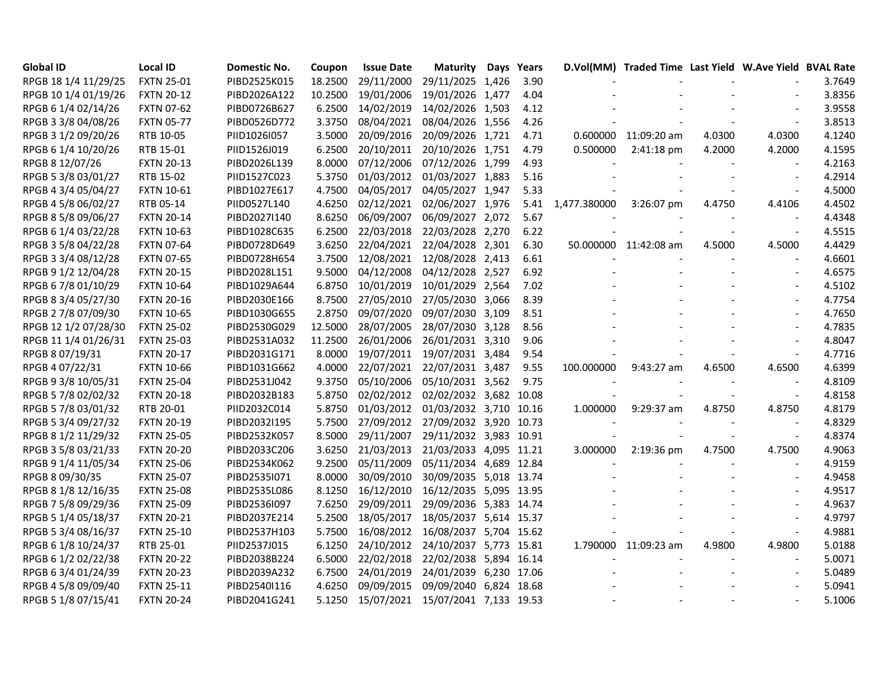| Global ID | Local ID | Domestic No. | Coupon | Issue Date | Maturity | Days | Years | D.Vol(MM) | Traded Time | Last Yield | W.Ave Yield | BVAL Rate |
|---|---|---|---|---|---|---|---|---|---|---|---|---|
| RPGB 18 1/4 11/29/25 | FXTN 25-01 | PIBD2525K015 | 18.2500 | 29/11/2000 | 29/11/2025 | 1,426 | 3.90 | - | - | - | - | 3.7649 |
| RPGB 10 1/4 01/19/26 | FXTN 20-12 | PIBD2026A122 | 10.2500 | 19/01/2006 | 19/01/2026 | 1,477 | 4.04 | - | - | - | - | 3.8356 |
| RPGB 6 1/4 02/14/26 | FXTN 07-62 | PIBD0726B627 | 6.2500 | 14/02/2019 | 14/02/2026 | 1,503 | 4.12 | - | - | - | - | 3.9558 |
| RPGB 3 3/8 04/08/26 | FXTN 05-77 | PIBD0526D772 | 3.3750 | 08/04/2021 | 08/04/2026 | 1,556 | 4.26 | - | - | - | - | 3.8513 |
| RPGB 3 1/2 09/20/26 | RTB 10-05 | PIID1026I057 | 3.5000 | 20/09/2016 | 20/09/2026 | 1,721 | 4.71 | 0.600000 | 11:09:20 am | 4.0300 | 4.0300 | 4.1240 |
| RPGB 6 1/4 10/20/26 | RTB 15-01 | PIID1526J019 | 6.2500 | 20/10/2011 | 20/10/2026 | 1,751 | 4.79 | 0.500000 | 2:41:18 pm | 4.2000 | 4.2000 | 4.1595 |
| RPGB 8 12/07/26 | FXTN 20-13 | PIBD2026L139 | 8.0000 | 07/12/2006 | 07/12/2026 | 1,799 | 4.93 | - | - | - | - | 4.2163 |
| RPGB 5 3/8 03/01/27 | RTB 15-02 | PIID1527C023 | 5.3750 | 01/03/2012 | 01/03/2027 | 1,883 | 5.16 | - | - | - | - | 4.2914 |
| RPGB 4 3/4 05/04/27 | FXTN 10-61 | PIBD1027E617 | 4.7500 | 04/05/2017 | 04/05/2027 | 1,947 | 5.33 | - | - | - | - | 4.5000 |
| RPGB 4 5/8 06/02/27 | RTB 05-14 | PIID0527L140 | 4.6250 | 02/12/2021 | 02/06/2027 | 1,976 | 5.41 | 1,477.380000 | 3:26:07 pm | 4.4750 | 4.4106 | 4.4502 |
| RPGB 8 5/8 09/06/27 | FXTN 20-14 | PIBD2027I140 | 8.6250 | 06/09/2007 | 06/09/2027 | 2,072 | 5.67 | - | - | - | - | 4.4348 |
| RPGB 6 1/4 03/22/28 | FXTN 10-63 | PIBD1028C635 | 6.2500 | 22/03/2018 | 22/03/2028 | 2,270 | 6.22 | - | - | - | - | 4.5515 |
| RPGB 3 5/8 04/22/28 | FXTN 07-64 | PIBD0728D649 | 3.6250 | 22/04/2021 | 22/04/2028 | 2,301 | 6.30 | 50.000000 | 11:42:08 am | 4.5000 | 4.5000 | 4.4429 |
| RPGB 3 3/4 08/12/28 | FXTN 07-65 | PIBD0728H654 | 3.7500 | 12/08/2021 | 12/08/2028 | 2,413 | 6.61 | - | - | - | - | 4.6601 |
| RPGB 9 1/2 12/04/28 | FXTN 20-15 | PIBD2028L151 | 9.5000 | 04/12/2008 | 04/12/2028 | 2,527 | 6.92 | - | - | - | - | 4.6575 |
| RPGB 6 7/8 01/10/29 | FXTN 10-64 | PIBD1029A644 | 6.8750 | 10/01/2019 | 10/01/2029 | 2,564 | 7.02 | - | - | - | - | 4.5102 |
| RPGB 8 3/4 05/27/30 | FXTN 20-16 | PIBD2030E166 | 8.7500 | 27/05/2010 | 27/05/2030 | 3,066 | 8.39 | - | - | - | - | 4.7754 |
| RPGB 2 7/8 07/09/30 | FXTN 10-65 | PIBD1030G655 | 2.8750 | 09/07/2020 | 09/07/2030 | 3,109 | 8.51 | - | - | - | - | 4.7650 |
| RPGB 12 1/2 07/28/30 | FXTN 25-02 | PIBD2530G029 | 12.5000 | 28/07/2005 | 28/07/2030 | 3,128 | 8.56 | - | - | - | - | 4.7835 |
| RPGB 11 1/4 01/26/31 | FXTN 25-03 | PIBD2531A032 | 11.2500 | 26/01/2006 | 26/01/2031 | 3,310 | 9.06 | - | - | - | - | 4.8047 |
| RPGB 8 07/19/31 | FXTN 20-17 | PIBD2031G171 | 8.0000 | 19/07/2011 | 19/07/2031 | 3,484 | 9.54 | - | - | - | - | 4.7716 |
| RPGB 4 07/22/31 | FXTN 10-66 | PIBD1031G662 | 4.0000 | 22/07/2021 | 22/07/2031 | 3,487 | 9.55 | 100.000000 | 9:43:27 am | 4.6500 | 4.6500 | 4.6399 |
| RPGB 9 3/8 10/05/31 | FXTN 25-04 | PIBD2531J042 | 9.3750 | 05/10/2006 | 05/10/2031 | 3,562 | 9.75 | - | - | - | - | 4.8109 |
| RPGB 5 7/8 02/02/32 | FXTN 20-18 | PIBD2032B183 | 5.8750 | 02/02/2012 | 02/02/2032 | 3,682 | 10.08 | - | - | - | - | 4.8158 |
| RPGB 5 7/8 03/01/32 | RTB 20-01 | PIID2032C014 | 5.8750 | 01/03/2012 | 01/03/2032 | 3,710 | 10.16 | 1.000000 | 9:29:37 am | 4.8750 | 4.8750 | 4.8179 |
| RPGB 5 3/4 09/27/32 | FXTN 20-19 | PIBD2032I195 | 5.7500 | 27/09/2012 | 27/09/2032 | 3,920 | 10.73 | - | - | - | - | 4.8329 |
| RPGB 8 1/2 11/29/32 | FXTN 25-05 | PIBD2532K057 | 8.5000 | 29/11/2007 | 29/11/2032 | 3,983 | 10.91 | - | - | - | - | 4.8374 |
| RPGB 3 5/8 03/21/33 | FXTN 20-20 | PIBD2033C206 | 3.6250 | 21/03/2013 | 21/03/2033 | 4,095 | 11.21 | 3.000000 | 2:19:36 pm | 4.7500 | 4.7500 | 4.9063 |
| RPGB 9 1/4 11/05/34 | FXTN 25-06 | PIBD2534K062 | 9.2500 | 05/11/2009 | 05/11/2034 | 4,689 | 12.84 | - | - | - | - | 4.9159 |
| RPGB 8 09/30/35 | FXTN 25-07 | PIBD2535I071 | 8.0000 | 30/09/2010 | 30/09/2035 | 5,018 | 13.74 | - | - | - | - | 4.9458 |
| RPGB 8 1/8 12/16/35 | FXTN 25-08 | PIBD2535L086 | 8.1250 | 16/12/2010 | 16/12/2035 | 5,095 | 13.95 | - | - | - | - | 4.9517 |
| RPGB 7 5/8 09/29/36 | FXTN 25-09 | PIBD2536I097 | 7.6250 | 29/09/2011 | 29/09/2036 | 5,383 | 14.74 | - | - | - | - | 4.9637 |
| RPGB 5 1/4 05/18/37 | FXTN 20-21 | PIBD2037E214 | 5.2500 | 18/05/2017 | 18/05/2037 | 5,614 | 15.37 | - | - | - | - | 4.9797 |
| RPGB 5 3/4 08/16/37 | FXTN 25-10 | PIBD2537H103 | 5.7500 | 16/08/2012 | 16/08/2037 | 5,704 | 15.62 | - | - | - | - | 4.9881 |
| RPGB 6 1/8 10/24/37 | RTB 25-01 | PIID2537J015 | 6.1250 | 24/10/2012 | 24/10/2037 | 5,773 | 15.81 | 1.790000 | 11:09:23 am | 4.9800 | 4.9800 | 5.0188 |
| RPGB 6 1/2 02/22/38 | FXTN 20-22 | PIBD2038B224 | 6.5000 | 22/02/2018 | 22/02/2038 | 5,894 | 16.14 | - | - | - | - | 5.0071 |
| RPGB 6 3/4 01/24/39 | FXTN 20-23 | PIBD2039A232 | 6.7500 | 24/01/2019 | 24/01/2039 | 6,230 | 17.06 | - | - | - | - | 5.0489 |
| RPGB 4 5/8 09/09/40 | FXTN 25-11 | PIBD2540I116 | 4.6250 | 09/09/2015 | 09/09/2040 | 6,824 | 18.68 | - | - | - | - | 5.0941 |
| RPGB 5 1/8 07/15/41 | FXTN 20-24 | PIBD2041G241 | 5.1250 | 15/07/2021 | 15/07/2041 | 7,133 | 19.53 | - | - | - | - | 5.1006 |